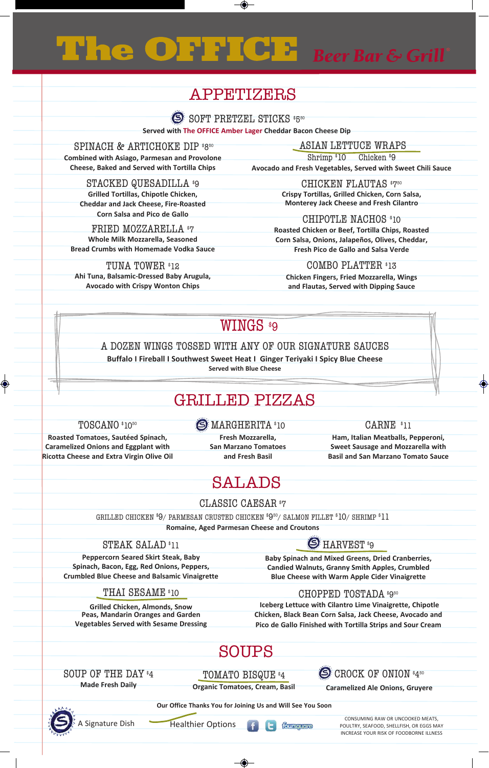# The OFFICE Beer Bar & Grill

## APPETIZERS

**SOFT PRETZEL STICKS** $5.50
Served with The OFFICE Amber Lager Cheddar Bacon Cheese Dip

**SPINACH & ARTICHOKE DIP** $8.50
Combined with Asiago, Parmesan and Provolone Cheese, Baked and Served with Tortilla Chips

**STACKED QUESADILLA** $9
Grilled Tortillas, Chipotle Chicken, Cheddar and Jack Cheese, Fire-Roasted Corn Salsa and Pico de Gallo

**FRIED MOZZARELLA** $7
Whole Milk Mozzarella, Seasoned Bread Crumbs with Homemade Vodka Sauce

**TUNA TOWER** $12
Ahi Tuna, Balsamic-Dressed Baby Arugula, Avocado with Crispy Wonton Chips

**ASIAN LETTUCE WRAPS**
Shrimp $10 Chicken $9
Avocado and Fresh Vegetables, Served with Sweet Chili Sauce

**CHICKEN FLAUTAS** $7.50
Crispy Tortillas, Grilled Chicken, Corn Salsa, Monterey Jack Cheese and Fresh Cilantro

**CHIPOTLE NACHOS** $10
Roasted Chicken or Beef, Tortilla Chips, Roasted Corn Salsa, Onions, Jalapeños, Olives, Cheddar, Fresh Pico de Gallo and Salsa Verde

**COMBO PLATTER** $13
Chicken Fingers, Fried Mozzarella, Wings and Flautas, Served with Dipping Sauce

## WINGS $9

A DOZEN WINGS TOSSED WITH ANY OF OUR SIGNATURE SAUCES
Buffalo | Fireball | Southwest Sweet Heat | Ginger Teriyaki | Spicy Blue Cheese
Served with Blue Cheese

## GRILLED PIZZAS

**TOSCANO** $10.50
Roasted Tomatoes, Sautéed Spinach, Caramelized Onions and Eggplant with Ricotta Cheese and Extra Virgin Olive Oil

**MARGHERITA** $10
Fresh Mozzarella, San Marzano Tomatoes and Fresh Basil

**CARNE** $11
Ham, Italian Meatballs, Pepperoni, Sweet Sausage and Mozzarella with Basil and San Marzano Tomato Sauce

## SALADS

**CLASSIC CAESAR** $7
GRILLED CHICKEN $9/ PARMESAN CRUSTED CHICKEN $9.50/ SALMON FILLET $10/ SHRIMP $11
Romaine, Aged Parmesan Cheese and Croutons

**STEAK SALAD** $11
Peppercorn Seared Skirt Steak, Baby Spinach, Bacon, Egg, Red Onions, Peppers, Crumbled Blue Cheese and Balsamic Vinaigrette

**THAI SESAME** $10
Grilled Chicken, Almonds, Snow Peas, Mandarin Oranges and Garden Vegetables Served with Sesame Dressing

**HARVEST** $9
Baby Spinach and Mixed Greens, Dried Cranberries, Candied Walnuts, Granny Smith Apples, Crumbled Blue Cheese with Warm Apple Cider Vinaigrette

**CHOPPED TOSTADA** $9.50
Iceberg Lettuce with Cilantro Lime Vinaigrette, Chipotle Chicken, Black Bean Corn Salsa, Jack Cheese, Avocado and Pico de Gallo Finished with Tortilla Strips and Sour Cream

## SOUPS

**SOUP OF THE DAY** $4
Made Fresh Daily

**TOMATO BISQUE** $4
Organic Tomatoes, Cream, Basil

**CROCK OF ONION** $4.50
Caramelized Ale Onions, Gruyere

Our Office Thanks You for Joining Us and Will See You Soon

S = A Signature Dish | Underline = Healthier Options

CONSUMING RAW OR UNCOOKED MEATS, POULTRY, SEAFOOD, SHELLFISH, OR EGGS MAY INCREASE YOUR RISK OF FOODBORNE ILLNESS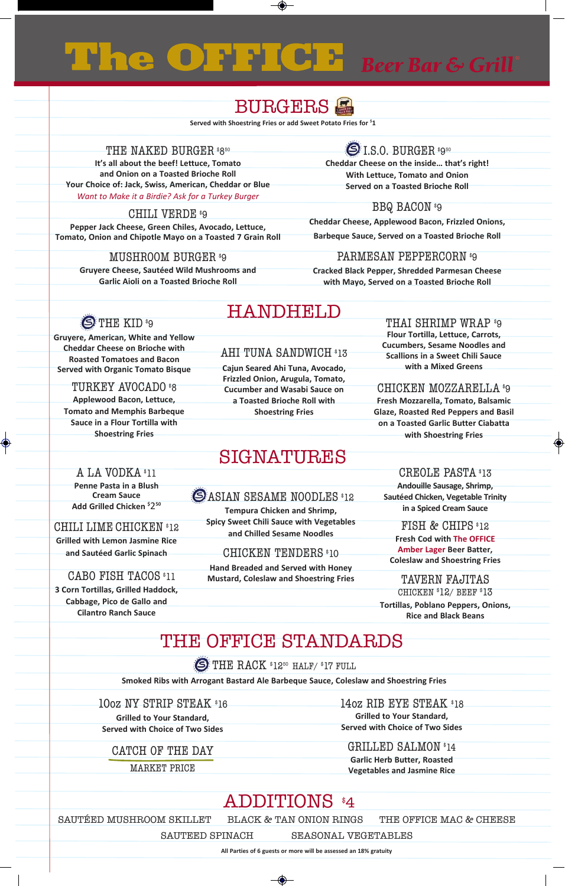# The OFFICE Beer Bar & Grill®

## BURGERS

Served with Shoestring Fries or add Sweet Potato Fries for $1

### THE NAKED BURGER $8⁵⁰

It's all about the beef! Lettuce, Tomato and Onion on a Toasted Brioche Roll
Your Choice of: Jack, Swiss, American, Cheddar or Blue
*Want to Make it a Birdie? Ask for a Turkey Burger*

### I.S.O. BURGER $9⁵⁰

Cheddar Cheese on the inside… that's right!
With Lettuce, Tomato and Onion
Served on a Toasted Brioche Roll

### CHILI VERDE $9

Pepper Jack Cheese, Green Chiles, Avocado, Lettuce, Tomato, Onion and Chipotle Mayo on a Toasted 7 Grain Roll

### BBQ BACON $9

Cheddar Cheese, Applewood Bacon, Frizzled Onions, Barbeque Sauce, Served on a Toasted Brioche Roll

### MUSHROOM BURGER $9

Gruyere Cheese, Sautéed Wild Mushrooms and Garlic Aioli on a Toasted Brioche Roll

### PARMESAN PEPPERCORN $9

Cracked Black Pepper, Shredded Parmesan Cheese with Mayo, Served on a Toasted Brioche Roll

## HANDHELD

### THE KID $9

Gruyere, American, White and Yellow Cheddar Cheese on Brioche with Roasted Tomatoes and Bacon
Served with Organic Tomato Bisque

### TURKEY AVOCADO $8

Applewood Bacon, Lettuce, Tomato and Memphis Barbeque Sauce in a Flour Tortilla with Shoestring Fries

### AHI TUNA SANDWICH $13

Cajun Seared Ahi Tuna, Avocado, Frizzled Onion, Arugula, Tomato, Cucumber and Wasabi Sauce on a Toasted Brioche Roll with Shoestring Fries

### THAI SHRIMP WRAP $9

Flour Tortilla, Lettuce, Carrots, Cucumbers, Sesame Noodles and Scallions in a Sweet Chili Sauce with a Mixed Greens

### CHICKEN MOZZARELLA $9

Fresh Mozzarella, Tomato, Balsamic Glaze, Roasted Red Peppers and Basil on a Toasted Garlic Butter Ciabatta with Shoestring Fries

## SIGNATURES

### A LA VODKA $11

Penne Pasta in a Blush Cream Sauce
Add Grilled Chicken $2⁵⁰

### CHILI LIME CHICKEN $12

Grilled with Lemon Jasmine Rice and Sautéed Garlic Spinach

### CABO FISH TACOS $11

3 Corn Tortillas, Grilled Haddock, Cabbage, Pico de Gallo and Cilantro Ranch Sauce

### ASIAN SESAME NOODLES $12

Tempura Chicken and Shrimp, Spicy Sweet Chili Sauce with Vegetables and Chilled Sesame Noodles

### CHICKEN TENDERS $10

Hand Breaded and Served with Honey Mustard, Coleslaw and Shoestring Fries

### CREOLE PASTA $13

Andouille Sausage, Shrimp, Sautéed Chicken, Vegetable Trinity in a Spiced Cream Sauce

### FISH & CHIPS $12

Fresh Cod with The OFFICE Amber Lager Beer Batter, Coleslaw and Shoestring Fries

### TAVERN FAJITAS

CHICKEN $12/ BEEF $13

Tortillas, Poblano Peppers, Onions, Rice and Black Beans

## THE OFFICE STANDARDS

### THE RACK $12⁵⁰ HALF/ $17 FULL

Smoked Ribs with Arrogant Bastard Ale Barbeque Sauce, Coleslaw and Shoestring Fries

### 10oz NY STRIP STEAK $16

Grilled to Your Standard, Served with Choice of Two Sides

### 14oz RIB EYE STEAK $18

Grilled to Your Standard, Served with Choice of Two Sides

### CATCH OF THE DAY

MARKET PRICE

### GRILLED SALMON $14

Garlic Herb Butter, Roasted Vegetables and Jasmine Rice

## ADDITIONS $4

SAUTÉED MUSHROOM SKILLET
BLACK & TAN ONION RINGS
THE OFFICE MAC & CHEESE
SAUTEED SPINACH
SEASONAL VEGETABLES

All Parties of 6 guests or more will be assessed an 18% gratuity